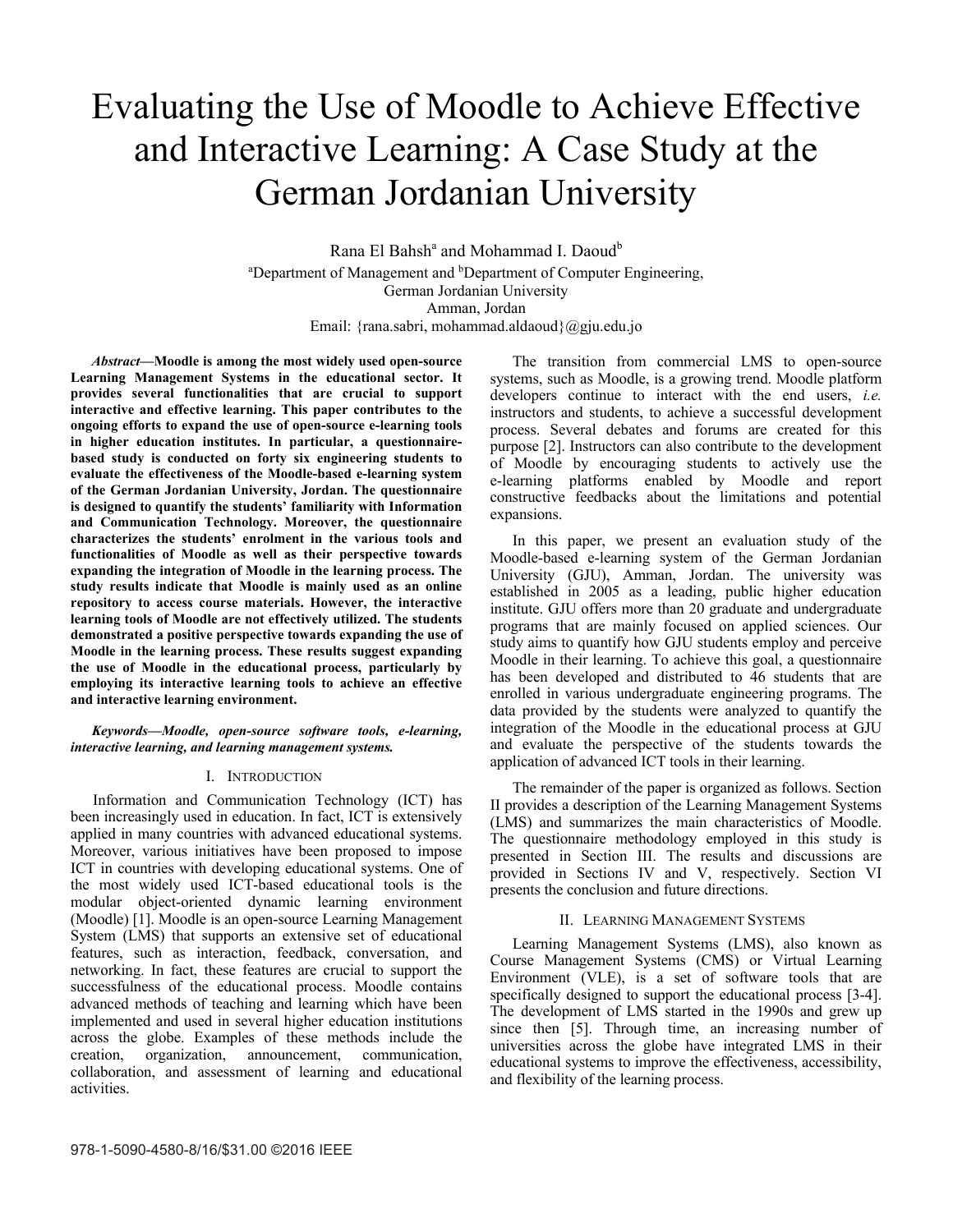# Evaluating the Use of Moodle to Achieve Effective and Interactive Learning: A Case Study at the German Jordanian University

Rana El Bahsh[a] and Mohammad I. Daoud[b]

[a]Department of Management and [b]Department of Computer Engineering,
German Jordanian University
Amman, Jordan
Email: {rana.sabri, mohammad.aldaoud}@gju.edu.jo

***Abstract*—Moodle is among the most widely used open-source Learning Management Systems in the educational sector. It provides several functionalities that are crucial to support interactive and effective learning. This paper contributes to the ongoing efforts to expand the use of open-source e-learning tools in higher education institutes. In particular, a questionnaire-based study is conducted on forty six engineering students to evaluate the effectiveness of the Moodle-based e-learning system of the German Jordanian University, Jordan. The questionnaire is designed to quantify the students' familiarity with Information and Communication Technology. Moreover, the questionnaire characterizes the students' enrolment in the various tools and functionalities of Moodle as well as their perspective towards expanding the integration of Moodle in the learning process. The study results indicate that Moodle is mainly used as an online repository to access course materials. However, the interactive learning tools of Moodle are not effectively utilized. The students demonstrated a positive perspective towards expanding the use of Moodle in the learning process. These results suggest expanding the use of Moodle in the educational process, particularly by employing its interactive learning tools to achieve an effective and interactive learning environment.**

***Keywords*—*Moodle, open-source software tools, e-learning, interactive learning, and learning management systems.***

## I. Introduction

Information and Communication Technology (ICT) has been increasingly used in education. In fact, ICT is extensively applied in many countries with advanced educational systems. Moreover, various initiatives have been proposed to impose ICT in countries with developing educational systems. One of the most widely used ICT-based educational tools is the modular object-oriented dynamic learning environment (Moodle) [1]. Moodle is an open-source Learning Management System (LMS) that supports an extensive set of educational features, such as interaction, feedback, conversation, and networking. In fact, these features are crucial to support the successfulness of the educational process. Moodle contains advanced methods of teaching and learning which have been implemented and used in several higher education institutions across the globe. Examples of these methods include the creation, organization, announcement, communication, collaboration, and assessment of learning and educational activities.

The transition from commercial LMS to open-source systems, such as Moodle, is a growing trend. Moodle platform developers continue to interact with the end users, *i.e.* instructors and students, to achieve a successful development process. Several debates and forums are created for this purpose [2]. Instructors can also contribute to the development of Moodle by encouraging students to actively use the e-learning platforms enabled by Moodle and report constructive feedbacks about the limitations and potential expansions.

In this paper, we present an evaluation study of the Moodle-based e-learning system of the German Jordanian University (GJU), Amman, Jordan. The university was established in 2005 as a leading, public higher education institute. GJU offers more than 20 graduate and undergraduate programs that are mainly focused on applied sciences. Our study aims to quantify how GJU students employ and perceive Moodle in their learning. To achieve this goal, a questionnaire has been developed and distributed to 46 students that are enrolled in various undergraduate engineering programs. The data provided by the students were analyzed to quantify the integration of the Moodle in the educational process at GJU and evaluate the perspective of the students towards the application of advanced ICT tools in their learning.

The remainder of the paper is organized as follows. Section II provides a description of the Learning Management Systems (LMS) and summarizes the main characteristics of Moodle. The questionnaire methodology employed in this study is presented in Section III. The results and discussions are provided in Sections IV and V, respectively. Section VI presents the conclusion and future directions.

## II. Learning Management Systems

Learning Management Systems (LMS), also known as Course Management Systems (CMS) or Virtual Learning Environment (VLE), is a set of software tools that are specifically designed to support the educational process [3-4]. The development of LMS started in the 1990s and grew up since then [5]. Through time, an increasing number of universities across the globe have integrated LMS in their educational systems to improve the effectiveness, accessibility, and flexibility of the learning process.

978-1-5090-4580-8/16/$31.00 ©2016 IEEE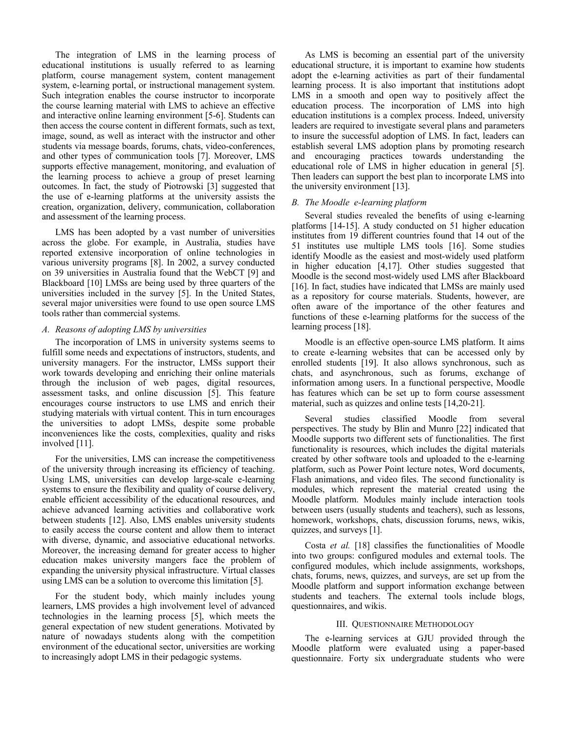The integration of LMS in the learning process of educational institutions is usually referred to as learning platform, course management system, content management system, e-learning portal, or instructional management system. Such integration enables the course instructor to incorporate the course learning material with LMS to achieve an effective and interactive online learning environment [5-6]. Students can then access the course content in different formats, such as text, image, sound, as well as interact with the instructor and other students via message boards, forums, chats, video-conferences, and other types of communication tools [7]. Moreover, LMS supports effective management, monitoring, and evaluation of the learning process to achieve a group of preset learning outcomes. In fact, the study of Piotrowski [3] suggested that the use of e-learning platforms at the university assists the creation, organization, delivery, communication, collaboration and assessment of the learning process.

LMS has been adopted by a vast number of universities across the globe. For example, in Australia, studies have reported extensive incorporation of online technologies in various university programs [8]. In 2002, a survey conducted on 39 universities in Australia found that the WebCT [9] and Blackboard [10] LMSs are being used by three quarters of the universities included in the survey [5]. In the United States, several major universities were found to use open source LMS tools rather than commercial systems.

### *A. Reasons of adopting LMS by universities*

The incorporation of LMS in university systems seems to fulfill some needs and expectations of instructors, students, and university managers. For the instructor, LMSs support their work towards developing and enriching their online materials through the inclusion of web pages, digital resources, assessment tasks, and online discussion [5]. This feature encourages course instructors to use LMS and enrich their studying materials with virtual content. This in turn encourages the universities to adopt LMSs, despite some probable inconveniences like the costs, complexities, quality and risks involved [11].

For the universities, LMS can increase the competitiveness of the university through increasing its efficiency of teaching. Using LMS, universities can develop large-scale e-learning systems to ensure the flexibility and quality of course delivery, enable efficient accessibility of the educational resources, and achieve advanced learning activities and collaborative work between students [12]. Also, LMS enables university students to easily access the course content and allow them to interact with diverse, dynamic, and associative educational networks. Moreover, the increasing demand for greater access to higher education makes university mangers face the problem of expanding the university physical infrastructure. Virtual classes using LMS can be a solution to overcome this limitation [5].

For the student body, which mainly includes young learners, LMS provides a high involvement level of advanced technologies in the learning process [5], which meets the general expectation of new student generations. Motivated by nature of nowadays students along with the competition environment of the educational sector, universities are working to increasingly adopt LMS in their pedagogic systems.

As LMS is becoming an essential part of the university educational structure, it is important to examine how students adopt the e-learning activities as part of their fundamental learning process. It is also important that institutions adopt LMS in a smooth and open way to positively affect the education process. The incorporation of LMS into high education institutions is a complex process. Indeed, university leaders are required to investigate several plans and parameters to insure the successful adoption of LMS. In fact, leaders can establish several LMS adoption plans by promoting research and encouraging practices towards understanding the educational role of LMS in higher education in general [5]. Then leaders can support the best plan to incorporate LMS into the university environment [13].

### *B. The Moodle e-learning platform*

Several studies revealed the benefits of using e-learning platforms [14-15]. A study conducted on 51 higher education institutes from 19 different countries found that 14 out of the 51 institutes use multiple LMS tools [16]. Some studies identify Moodle as the easiest and most-widely used platform in higher education [4,17]. Other studies suggested that Moodle is the second most-widely used LMS after Blackboard [16]. In fact, studies have indicated that LMSs are mainly used as a repository for course materials. Students, however, are often aware of the importance of the other features and functions of these e-learning platforms for the success of the learning process [18].

Moodle is an effective open-source LMS platform. It aims to create e-learning websites that can be accessed only by enrolled students [19]. It also allows synchronous, such as chats, and asynchronous, such as forums, exchange of information among users. In a functional perspective, Moodle has features which can be set up to form course assessment material, such as quizzes and online tests [14,20-21].

Several studies classified Moodle from several perspectives. The study by Blin and Munro [22] indicated that Moodle supports two different sets of functionalities. The first functionality is resources, which includes the digital materials created by other software tools and uploaded to the e-learning platform, such as Power Point lecture notes, Word documents, Flash animations, and video files. The second functionality is modules, which represent the material created using the Moodle platform. Modules mainly include interaction tools between users (usually students and teachers), such as lessons, homework, workshops, chats, discussion forums, news, wikis, quizzes, and surveys [1].

Costa *et al.* [18] classifies the functionalities of Moodle into two groups: configured modules and external tools. The configured modules, which include assignments, workshops, chats, forums, news, quizzes, and surveys, are set up from the Moodle platform and support information exchange between students and teachers. The external tools include blogs, questionnaires, and wikis.

## III. Questionnaire Methodology

The e-learning services at GJU provided through the Moodle platform were evaluated using a paper-based questionnaire. Forty six undergraduate students who were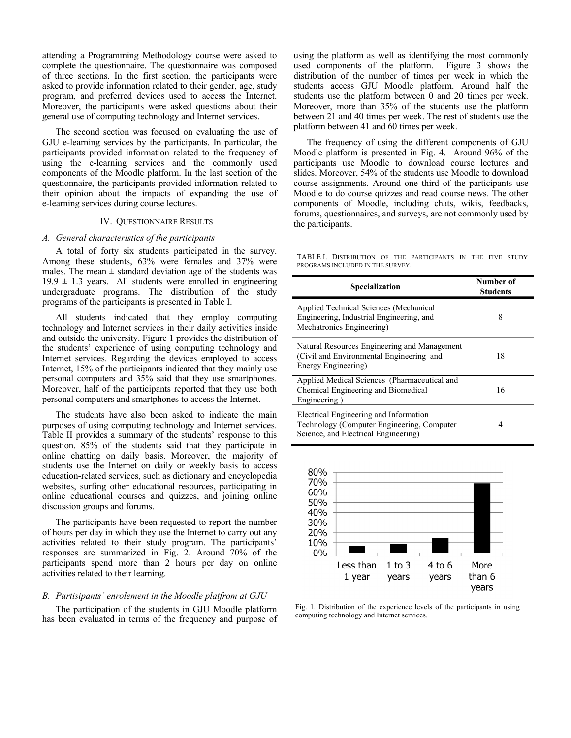attending a Programming Methodology course were asked to complete the questionnaire. The questionnaire was composed of three sections. In the first section, the participants were asked to provide information related to their gender, age, study program, and preferred devices used to access the Internet. Moreover, the participants were asked questions about their general use of computing technology and Internet services.

The second section was focused on evaluating the use of GJU e-learning services by the participants. In particular, the participants provided information related to the frequency of using the e-learning services and the commonly used components of the Moodle platform. In the last section of the questionnaire, the participants provided information related to their opinion about the impacts of expanding the use of e-learning services during course lectures.

## IV. Questionnaire Results

### A. General characteristics of the participants

A total of forty six students participated in the survey. Among these students, 63% were females and 37% were males. The mean ± standard deviation age of the students was 19.9 ± 1.3 years. All students were enrolled in engineering undergraduate programs. The distribution of the study programs of the participants is presented in Table I.

All students indicated that they employ computing technology and Internet services in their daily activities inside and outside the university. Figure 1 provides the distribution of the students' experience of using computing technology and Internet services. Regarding the devices employed to access Internet, 15% of the participants indicated that they mainly use personal computers and 35% said that they use smartphones. Moreover, half of the participants reported that they use both personal computers and smartphones to access the Internet.

The students have also been asked to indicate the main purposes of using computing technology and Internet services. Table II provides a summary of the students' response to this question. 85% of the students said that they participate in online chatting on daily basis. Moreover, the majority of students use the Internet on daily or weekly basis to access education-related services, such as dictionary and encyclopedia websites, surfing other educational resources, participating in online educational courses and quizzes, and joining online discussion groups and forums.

The participants have been requested to report the number of hours per day in which they use the Internet to carry out any activities related to their study program. The participants' responses are summarized in Fig. 2. Around 70% of the participants spend more than 2 hours per day on online activities related to their learning.

### B. Partisipants' enrolement in the Moodle platfrom at GJU

The participation of the students in GJU Moodle platform has been evaluated in terms of the frequency and purpose of using the platform as well as identifying the most commonly used components of the platform. Figure 3 shows the distribution of the number of times per week in which the students access GJU Moodle platform. Around half the students use the platform between 0 and 20 times per week. Moreover, more than 35% of the students use the platform between 21 and 40 times per week. The rest of students use the platform between 41 and 60 times per week.

The frequency of using the different components of GJU Moodle platform is presented in Fig. 4. Around 96% of the participants use Moodle to download course lectures and slides. Moreover, 54% of the students use Moodle to download course assignments. Around one third of the participants use Moodle to do course quizzes and read course news. The other components of Moodle, including chats, wikis, feedbacks, forums, questionnaires, and surveys, are not commonly used by the participants.

TABLE I. Distribution of the participants in the five study programs included in the survey.

| Specialization | Number of Students |
|---|---|
| Applied Technical Sciences (Mechanical Engineering, Industrial Engineering, and Mechatronics Engineering) | 8 |
| Natural Resources Engineering and Management (Civil and Environmental Engineering and Energy Engineering) | 18 |
| Applied Medical Sciences (Pharmaceutical and Chemical Engineering and Biomedical Engineering ) | 16 |
| Electrical Engineering and Information Technology (Computer Engineering, Computer Science, and Electrical Engineering) | 4 |

Fig. 1. Distribution of the experience levels of the participants in using computing technology and Internet services.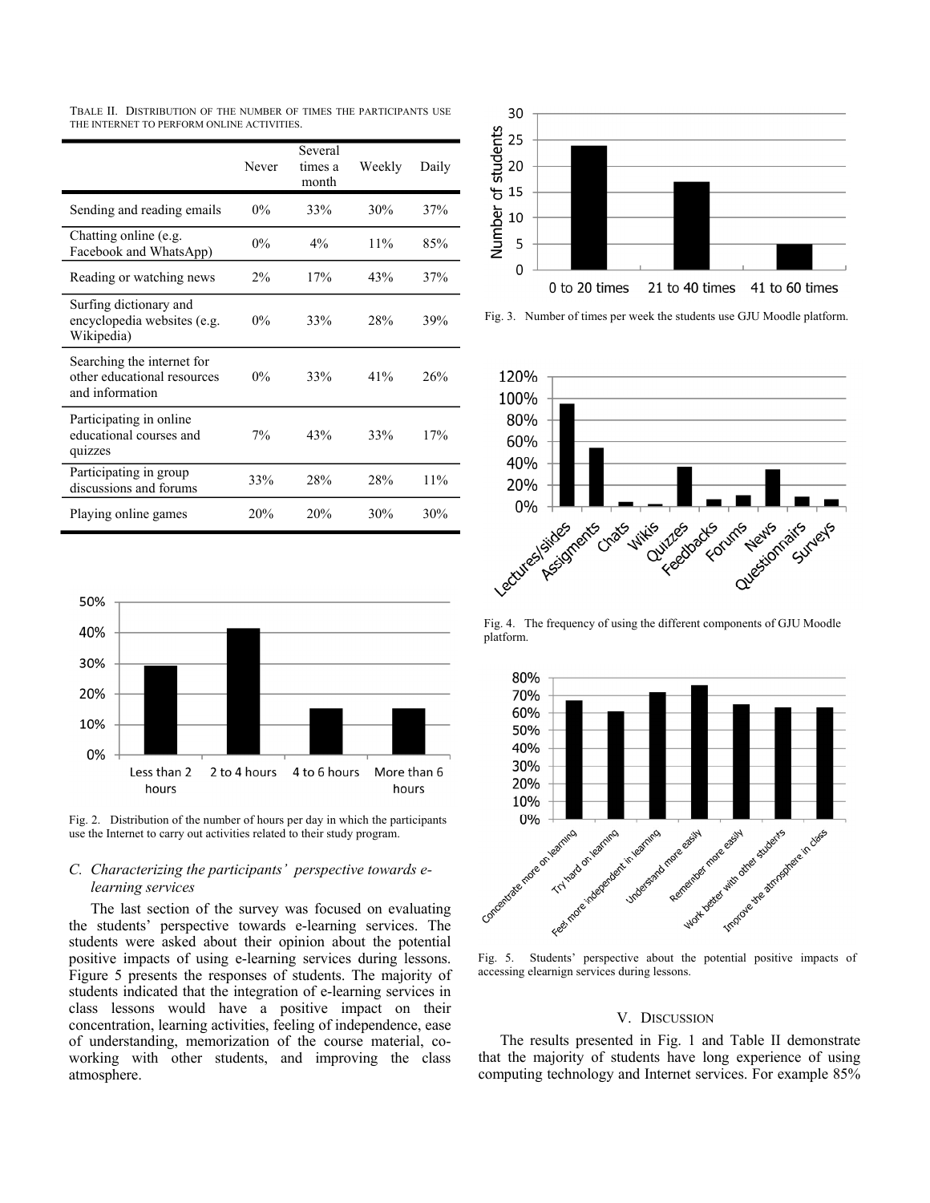TBALE II. DISTRIBUTION OF THE NUMBER OF TIMES THE PARTICIPANTS USE THE INTERNET TO PERFORM ONLINE ACTIVITIES.

| | Never | Several times a month | Weekly | Daily |
|---|---|---|---|---|
| Sending and reading emails | 0% | 33% | 30% | 37% |
| Chatting online (e.g. Facebook and WhatsApp) | 0% | 4% | 11% | 85% |
| Reading or watching news | 2% | 17% | 43% | 37% |
| Surfing dictionary and encyclopedia websites (e.g. Wikipedia) | 0% | 33% | 28% | 39% |
| Searching the internet for other educational resources and information | 0% | 33% | 41% | 26% |
| Participating in online educational courses and quizzes | 7% | 43% | 33% | 17% |
| Participating in group discussions and forums | 33% | 28% | 28% | 11% |
| Playing online games | 20% | 20% | 30% | 30% |

Fig. 2. Distribution of the number of hours per day in which the participants use the Internet to carry out activities related to their study program.

### C. Characterizing the participants' perspective towards e-learning services

The last section of the survey was focused on evaluating the students' perspective towards e-learning services. The students were asked about their opinion about the potential positive impacts of using e-learning services during lessons. Figure 5 presents the responses of students. The majority of students indicated that the integration of e-learning services in class lessons would have a positive impact on their concentration, learning activities, feeling of independence, ease of understanding, memorization of the course material, co-working with other students, and improving the class atmosphere.

Fig. 3. Number of times per week the students use GJU Moodle platform.

Fig. 4. The frequency of using the different components of GJU Moodle platform.

Fig. 5. Students' perspective about the potential positive impacts of accessing elearnign services during lessons.

## V. DISCUSSION

The results presented in Fig. 1 and Table II demonstrate that the majority of students have long experience of using computing technology and Internet services. For example 85%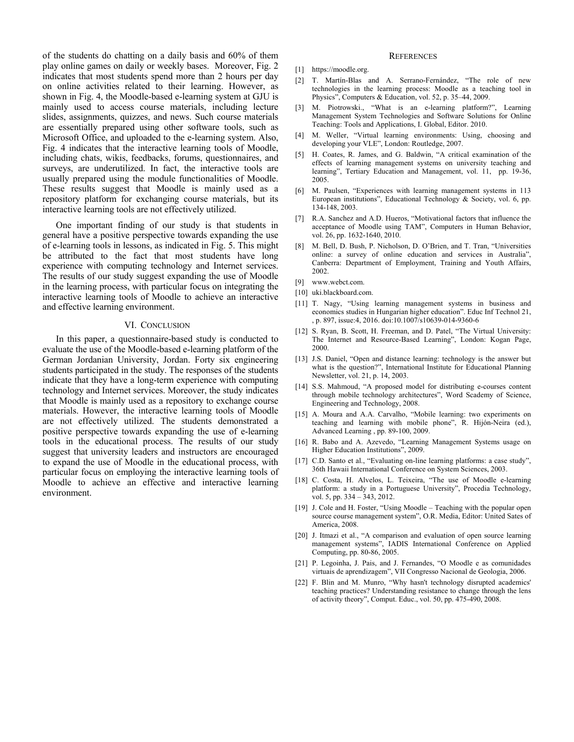of the students do chatting on a daily basis and 60% of them play online games on daily or weekly bases. Moreover, Fig. 2 indicates that most students spend more than 2 hours per day on online activities related to their learning. However, as shown in Fig. 4, the Moodle-based e-learning system at GJU is mainly used to access course materials, including lecture slides, assignments, quizzes, and news. Such course materials are essentially prepared using other software tools, such as Microsoft Office, and uploaded to the e-learning system. Also, Fig. 4 indicates that the interactive learning tools of Moodle, including chats, wikis, feedbacks, forums, questionnaires, and surveys, are underutilized. In fact, the interactive tools are usually prepared using the module functionalities of Moodle. These results suggest that Moodle is mainly used as a repository platform for exchanging course materials, but its interactive learning tools are not effectively utilized.

One important finding of our study is that students in general have a positive perspective towards expanding the use of e-learning tools in lessons, as indicated in Fig. 5. This might be attributed to the fact that most students have long experience with computing technology and Internet services. The results of our study suggest expanding the use of Moodle in the learning process, with particular focus on integrating the interactive learning tools of Moodle to achieve an interactive and effective learning environment.

## VI. Conclusion

In this paper, a questionnaire-based study is conducted to evaluate the use of the Moodle-based e-learning platform of the German Jordanian University, Jordan. Forty six engineering students participated in the study. The responses of the students indicate that they have a long-term experience with computing technology and Internet services. Moreover, the study indicates that Moodle is mainly used as a repository to exchange course materials. However, the interactive learning tools of Moodle are not effectively utilized. The students demonstrated a positive perspective towards expanding the use of e-learning tools in the educational process. The results of our study suggest that university leaders and instructors are encouraged to expand the use of Moodle in the educational process, with particular focus on employing the interactive learning tools of Moodle to achieve an effective and interactive learning environment.

## References

[1] https://moodle.org.

[2] T. Martín-Blas and A. Serrano-Fernández, "The role of new technologies in the learning process: Moodle as a teaching tool in Physics", Computers & Education, vol. 52, p. 35–44, 2009.

[3] M. Piotrowski., "What is an e-learning platform?", Learning Management System Technologies and Software Solutions for Online Teaching: Tools and Applications, I. Global, Editor. 2010.

[4] M. Weller, "Virtual learning environments: Using, choosing and developing your VLE", London: Routledge, 2007.

[5] H. Coates, R. James, and G. Baldwin, "A critical examination of the effects of learning management systems on university teaching and learning", Tertiary Education and Management, vol. 11, pp. 19-36, 2005.

[6] M. Paulsen, "Experiences with learning management systems in 113 European institutions", Educational Technology & Society, vol. 6, pp. 134-148, 2003.

[7] R.A. Sanchez and A.D. Hueros, "Motivational factors that influence the acceptance of Moodle using TAM", Computers in Human Behavior, vol. 26, pp. 1632-1640, 2010.

[8] M. Bell, D. Bush, P. Nicholson, D. O'Brien, and T. Tran, "Universities online: a survey of online education and services in Australia", Canberra: Department of Employment, Training and Youth Affairs, 2002.

[9] www.webct.com.

[10] uki.blackboard.com.

[11] T. Nagy, "Using learning management systems in business and economics studies in Hungarian higher education". Educ Inf Technol 21, , p. 897, issue:4, 2016. doi:10.1007/s10639-014-9360-6

[12] S. Ryan, B. Scott, H. Freeman, and D. Patel, "The Virtual University: The Internet and Resource-Based Learning", London: Kogan Page, 2000.

[13] J.S. Daniel, "Open and distance learning: technology is the answer but what is the question?", International Institute for Educational Planning Newsletter, vol. 21, p. 14, 2003.

[14] S.S. Mahmoud, "A proposed model for distributing e-courses content through mobile technology architectures", Word Scademy of Science, Engineering and Technology, 2008.

[15] A. Moura and A.A. Carvalho, "Mobile learning: two experiments on teaching and learning with mobile phone", R. Hijón-Neira (ed.), Advanced Learning , pp. 89-100, 2009.

[16] R. Babo and A. Azevedo, "Learning Management Systems usage on Higher Education Institutions", 2009.

[17] C.D. Santo et al., "Evaluating on-line learning platforms: a case study", 36th Hawaii International Conference on System Sciences, 2003.

[18] C. Costa, H. Alvelos, L. Teixeira, "The use of Moodle e-learning platform: a study in a Portuguese University", Procedia Technology, vol. 5, pp. 334 – 343, 2012.

[19] J. Cole and H. Foster, "Using Moodle – Teaching with the popular open source course management system", O.R. Media, Editor: United Sates of America, 2008.

[20] J. Itmazi et al., "A comparison and evaluation of open source learning management systems", IADIS International Conference on Applied Computing, pp. 80-86, 2005.

[21] P. Legoinha, J. Pais, and J. Fernandes, "O Moodle e as comunidades virtuais de aprendizagem", VII Congresso Nacional de Geologia, 2006.

[22] F. Blin and M. Munro, "Why hasn't technology disrupted academics' teaching practices? Understanding resistance to change through the lens of activity theory", Comput. Educ., vol. 50, pp. 475-490, 2008.